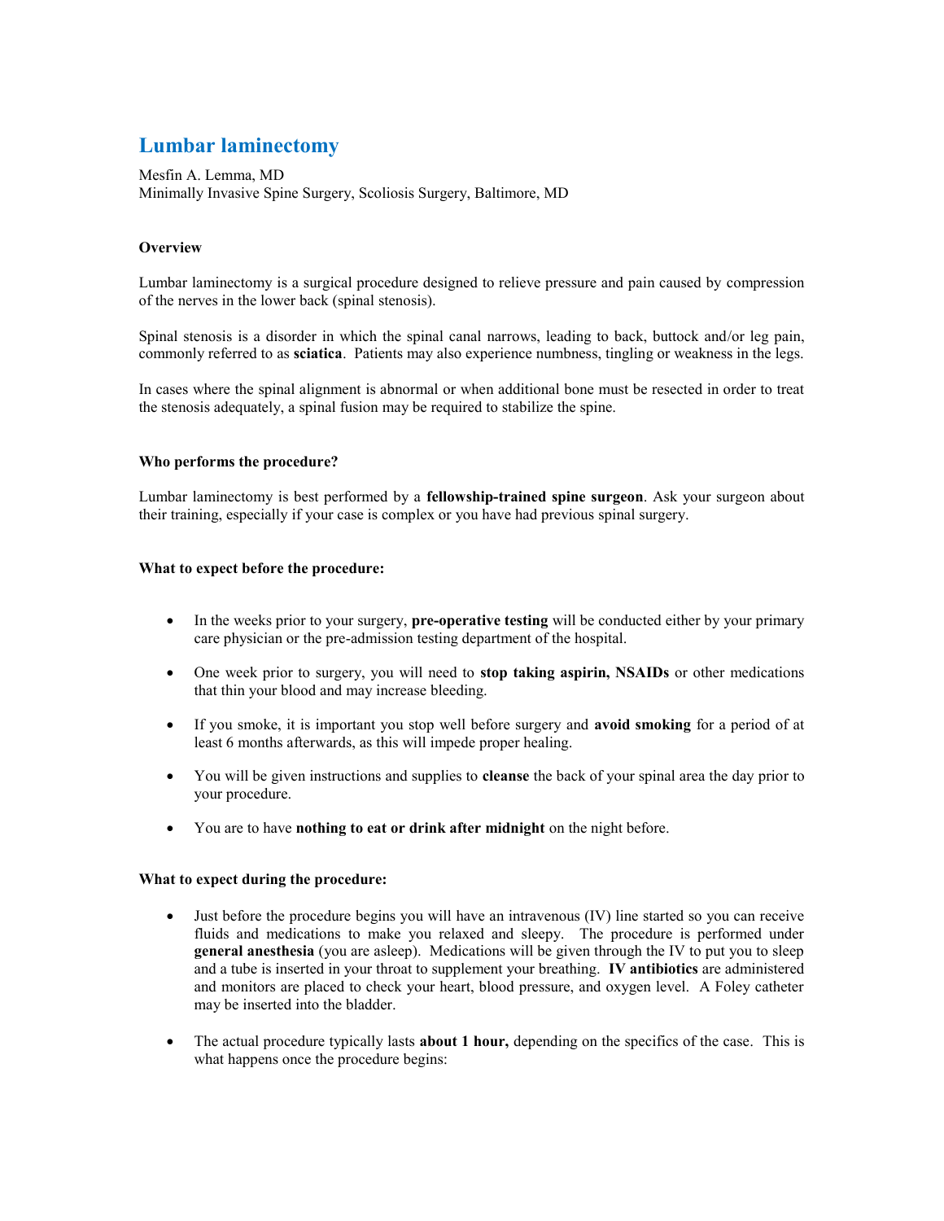# Lumbar laminectomy

Mesfin A. Lemma, MD
Minimally Invasive Spine Surgery, Scoliosis Surgery, Baltimore, MD

### Overview

Lumbar laminectomy is a surgical procedure designed to relieve pressure and pain caused by compression of the nerves in the lower back (spinal stenosis).

Spinal stenosis is a disorder in which the spinal canal narrows, leading to back, buttock and/or leg pain, commonly referred to as **sciatica**. Patients may also experience numbness, tingling or weakness in the legs.

In cases where the spinal alignment is abnormal or when additional bone must be resected in order to treat the stenosis adequately, a spinal fusion may be required to stabilize the spine.

### Who performs the procedure?

Lumbar laminectomy is best performed by a **fellowship-trained spine surgeon**. Ask your surgeon about their training, especially if your case is complex or you have had previous spinal surgery.

### What to expect before the procedure:

- In the weeks prior to your surgery, **pre-operative testing** will be conducted either by your primary care physician or the pre-admission testing department of the hospital.
- One week prior to surgery, you will need to **stop taking aspirin, NSAIDs** or other medications that thin your blood and may increase bleeding.
- If you smoke, it is important you stop well before surgery and **avoid smoking** for a period of at least 6 months afterwards, as this will impede proper healing.
- You will be given instructions and supplies to **cleanse** the back of your spinal area the day prior to your procedure.
- You are to have **nothing to eat or drink after midnight** on the night before.

### What to expect during the procedure:

- Just before the procedure begins you will have an intravenous (IV) line started so you can receive fluids and medications to make you relaxed and sleepy. The procedure is performed under **general anesthesia** (you are asleep). Medications will be given through the IV to put you to sleep and a tube is inserted in your throat to supplement your breathing. **IV antibiotics** are administered and monitors are placed to check your heart, blood pressure, and oxygen level. A Foley catheter may be inserted into the bladder.
- The actual procedure typically lasts **about 1 hour,** depending on the specifics of the case. This is what happens once the procedure begins: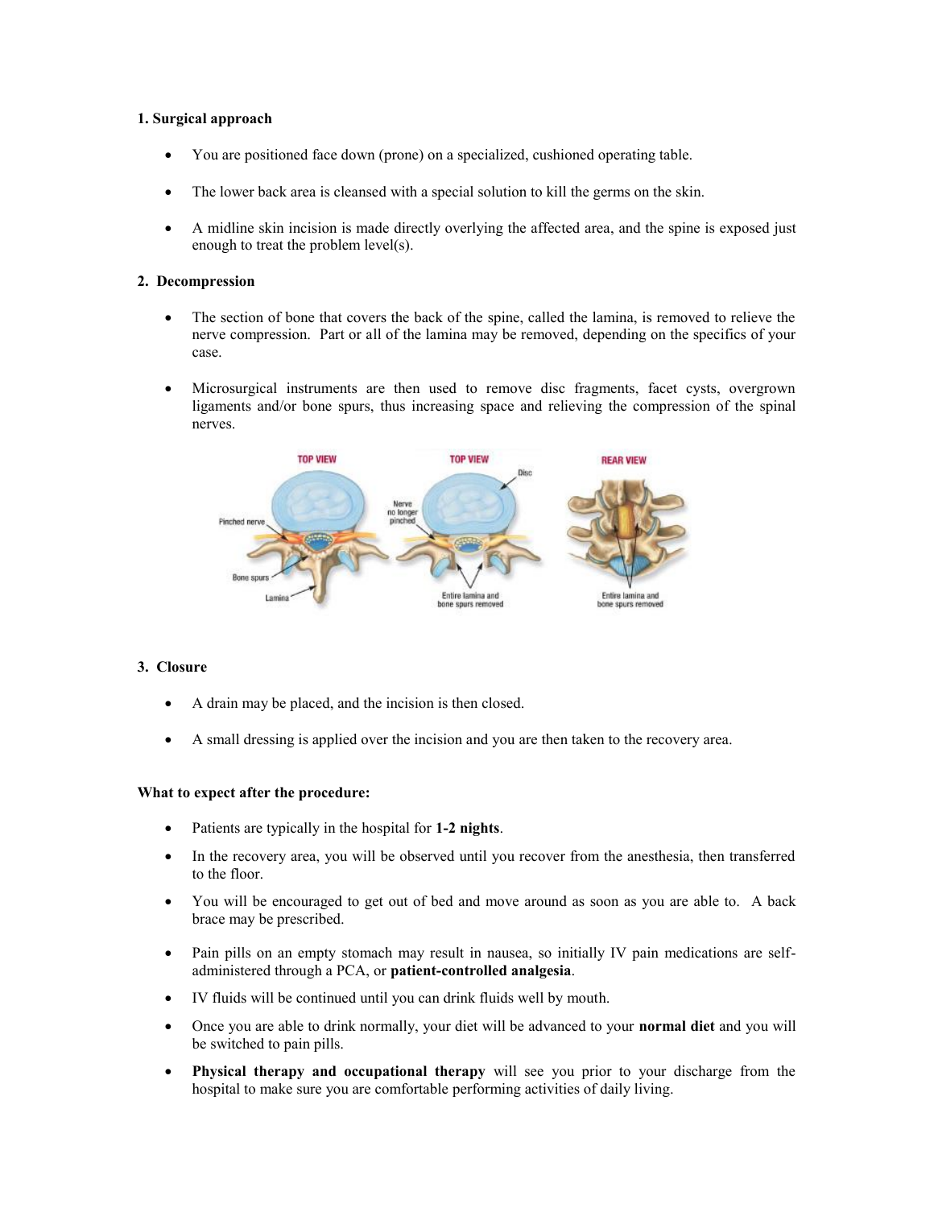**1. Surgical approach**

- You are positioned face down (prone) on a specialized, cushioned operating table.
- The lower back area is cleansed with a special solution to kill the germs on the skin.
- A midline skin incision is made directly overlying the affected area, and the spine is exposed just enough to treat the problem level(s).

**2. Decompression**

- The section of bone that covers the back of the spine, called the lamina, is removed to relieve the nerve compression. Part or all of the lamina may be removed, depending on the specifics of your case.
- Microsurgical instruments are then used to remove disc fragments, facet cysts, overgrown ligaments and/or bone spurs, thus increasing space and relieving the compression of the spinal nerves.

TOP VIEW
Pinched nerve
Bone spurs
Lamina

TOP VIEW
Disc
Nerve no longer pinched
Entire lamina and bone spurs removed

REAR VIEW
Entire lamina and bone spurs removed

**3. Closure**

- A drain may be placed, and the incision is then closed.
- A small dressing is applied over the incision and you are then taken to the recovery area.

**What to expect after the procedure:**

- Patients are typically in the hospital for **1-2 nights**.
- In the recovery area, you will be observed until you recover from the anesthesia, then transferred to the floor.
- You will be encouraged to get out of bed and move around as soon as you are able to. A back brace may be prescribed.
- Pain pills on an empty stomach may result in nausea, so initially IV pain medications are self-administered through a PCA, or **patient-controlled analgesia**.
- IV fluids will be continued until you can drink fluids well by mouth.
- Once you are able to drink normally, your diet will be advanced to your **normal diet** and you will be switched to pain pills.
- **Physical therapy and occupational therapy** will see you prior to your discharge from the hospital to make sure you are comfortable performing activities of daily living.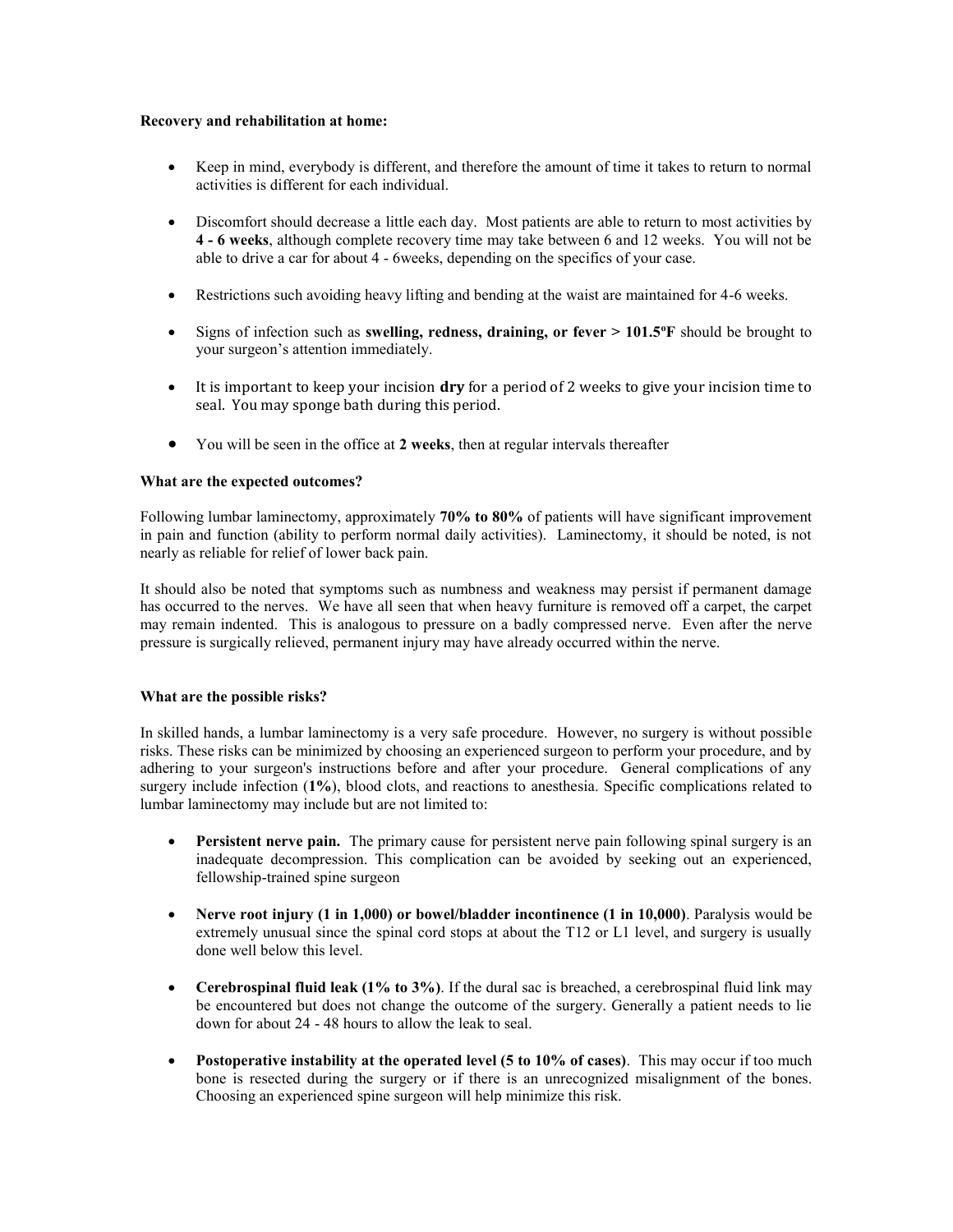**Recovery and rehabilitation at home:**

- Keep in mind, everybody is different, and therefore the amount of time it takes to return to normal activities is different for each individual.
- Discomfort should decrease a little each day. Most patients are able to return to most activities by **4 - 6 weeks**, although complete recovery time may take between 6 and 12 weeks. You will not be able to drive a car for about 4 - 6weeks, depending on the specifics of your case.
- Restrictions such avoiding heavy lifting and bending at the waist are maintained for 4-6 weeks.
- Signs of infection such as **swelling, redness, draining, or fever > 101.5ºF** should be brought to your surgeon's attention immediately.
- It is important to keep your incision **dry** for a period of 2 weeks to give your incision time to seal. You may sponge bath during this period.
- You will be seen in the office at **2 weeks**, then at regular intervals thereafter

**What are the expected outcomes?**

Following lumbar laminectomy, approximately **70% to 80%** of patients will have significant improvement in pain and function (ability to perform normal daily activities). Laminectomy, it should be noted, is not nearly as reliable for relief of lower back pain.

It should also be noted that symptoms such as numbness and weakness may persist if permanent damage has occurred to the nerves. We have all seen that when heavy furniture is removed off a carpet, the carpet may remain indented. This is analogous to pressure on a badly compressed nerve. Even after the nerve pressure is surgically relieved, permanent injury may have already occurred within the nerve.

**What are the possible risks?**

In skilled hands, a lumbar laminectomy is a very safe procedure. However, no surgery is without possible risks. These risks can be minimized by choosing an experienced surgeon to perform your procedure, and by adhering to your surgeon's instructions before and after your procedure. General complications of any surgery include infection (**1%**), blood clots, and reactions to anesthesia. Specific complications related to lumbar laminectomy may include but are not limited to:

- **Persistent nerve pain.** The primary cause for persistent nerve pain following spinal surgery is an inadequate decompression. This complication can be avoided by seeking out an experienced, fellowship-trained spine surgeon
- **Nerve root injury (1 in 1,000) or bowel/bladder incontinence (1 in 10,000)**. Paralysis would be extremely unusual since the spinal cord stops at about the T12 or L1 level, and surgery is usually done well below this level.
- **Cerebrospinal fluid leak (1% to 3%)**. If the dural sac is breached, a cerebrospinal fluid link may be encountered but does not change the outcome of the surgery. Generally a patient needs to lie down for about 24 - 48 hours to allow the leak to seal.
- **Postoperative instability at the operated level (5 to 10% of cases)**. This may occur if too much bone is resected during the surgery or if there is an unrecognized misalignment of the bones. Choosing an experienced spine surgeon will help minimize this risk.